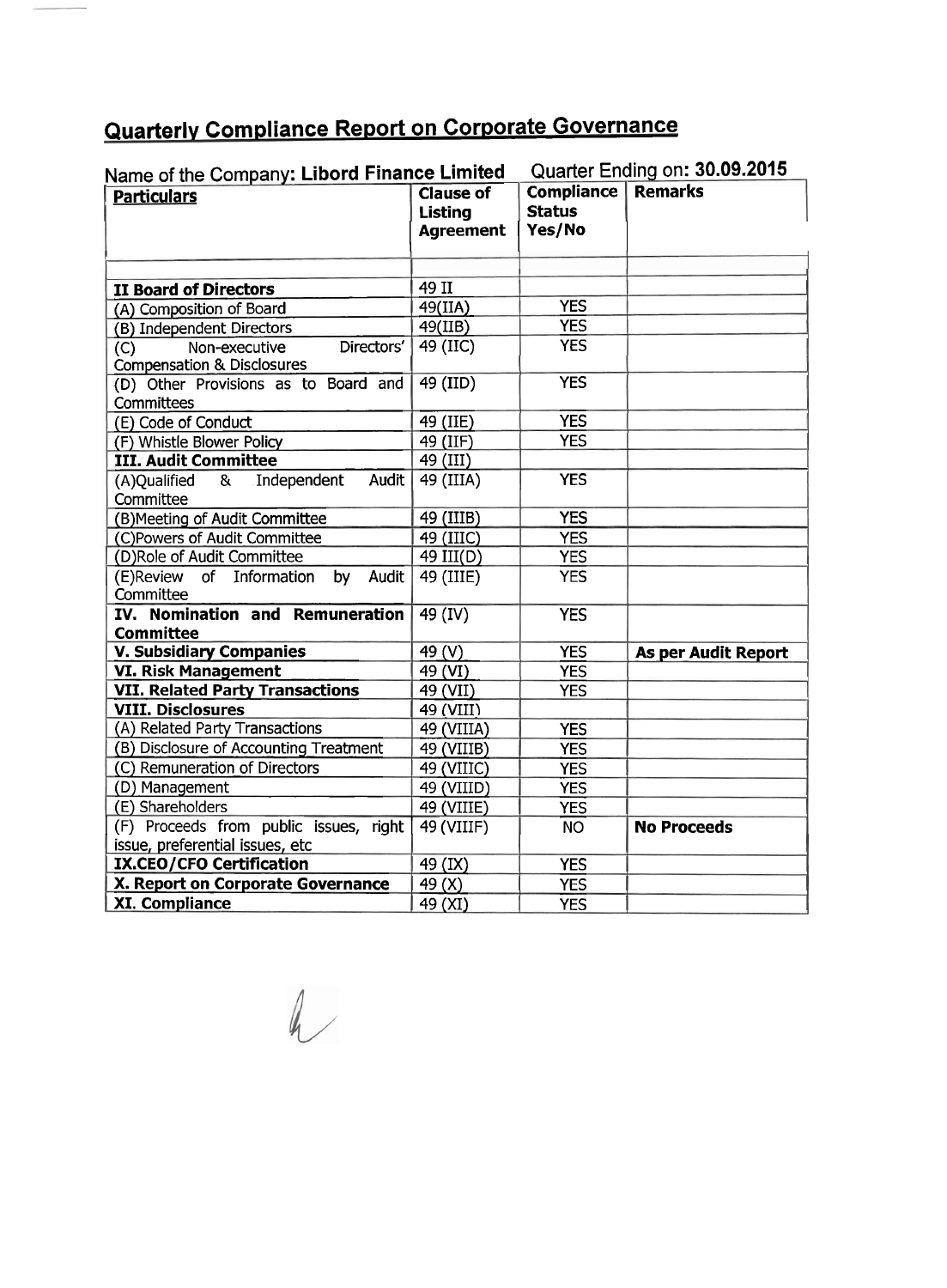# Quarterly Compliance Report on Corporate Governance

Name of the Company: **Libord Finance Limited** Quarter Ending on: **30.09.2015**

| Particulars | Clause of Listing Agreement | Compliance Status Yes/No | Remarks |
|---|---|---|---|
| | | | |
| **II Board of Directors** | 49 II | | |
| (A) Composition of Board | 49(IIA) | YES | |
| (B) Independent Directors | 49(IIB) | YES | |
| (C) Non-executive Directors' Compensation & Disclosures | 49 (IIC) | YES | |
| (D) Other Provisions as to Board and Committees | 49 (IID) | YES | |
| (E) Code of Conduct | 49 (IIE) | YES | |
| (F) Whistle Blower Policy | 49 (IIF) | YES | |
| **III. Audit Committee** | 49 (III) | | |
| (A)Qualified & Independent Audit Committee | 49 (IIIA) | YES | |
| (B)Meeting of Audit Committee | 49 (IIIB) | YES | |
| (C)Powers of Audit Committee | 49 (IIIC) | YES | |
| (D)Role of Audit Committee | 49 III(D) | YES | |
| (E)Review of Information by Audit Committee | 49 (IIIE) | YES | |
| **IV. Nomination and Remuneration Committee** | 49 (IV) | YES | |
| **V. Subsidiary Companies** | 49 (V) | YES | **As per Audit Report** |
| **VI. Risk Management** | 49 (VI) | YES | |
| **VII. Related Party Transactions** | 49 (VII) | YES | |
| **VIII. Disclosures** | 49 (VIII) | | |
| (A) Related Party Transactions | 49 (VIIIA) | YES | |
| (B) Disclosure of Accounting Treatment | 49 (VIIIB) | YES | |
| (C) Remuneration of Directors | 49 (VIIIC) | YES | |
| (D) Management | 49 (VIIID) | YES | |
| (E) Shareholders | 49 (VIIIE) | YES | |
| (F) Proceeds from public issues, right issue, preferential issues, etc | 49 (VIIIF) | NO | **No Proceeds** |
| **IX.CEO/CFO Certification** | 49 (IX) | YES | |
| **X. Report on Corporate Governance** | 49 (X) | YES | |
| **XI. Compliance** | 49 (XI) | YES | |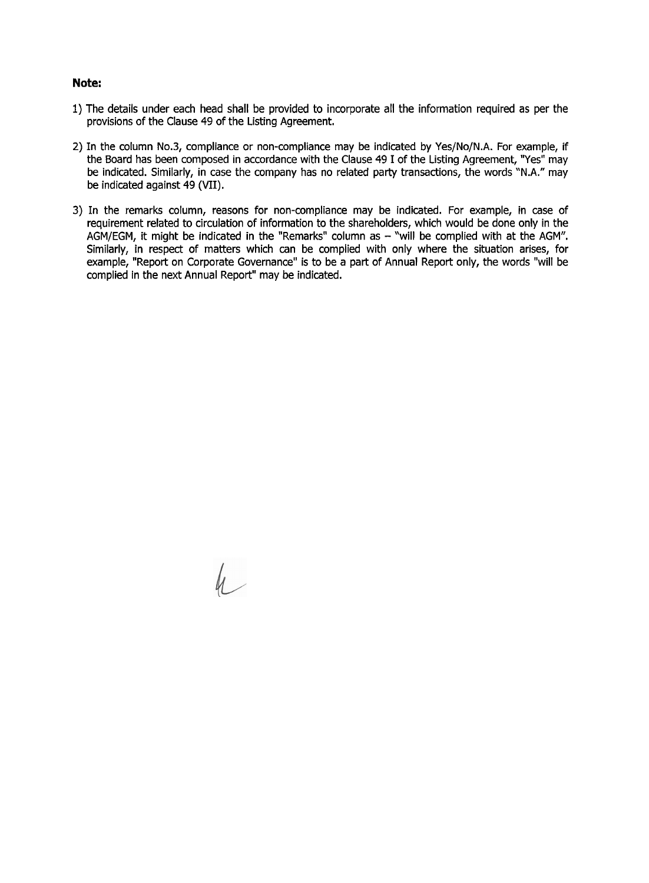**Note:**

1) The details under each head shall be provided to incorporate all the information required as per the provisions of the Clause 49 of the Listing Agreement.

2) In the column No.3, compliance or non-compliance may be indicated by Yes/No/N.A. For example, if the Board has been composed in accordance with the Clause 49 I of the Listing Agreement, "Yes" may be indicated. Similarly, in case the company has no related party transactions, the words "N.A." may be indicated against 49 (VII).

3) In the remarks column, reasons for non-compliance may be indicated. For example, in case of requirement related to circulation of information to the shareholders, which would be done only in the AGM/EGM, it might be indicated in the "Remarks" column as – "will be complied with at the AGM". Similarly, in respect of matters which can be complied with only where the situation arises, for example, "Report on Corporate Governance" is to be a part of Annual Report only, the words "will be complied in the next Annual Report" may be indicated.